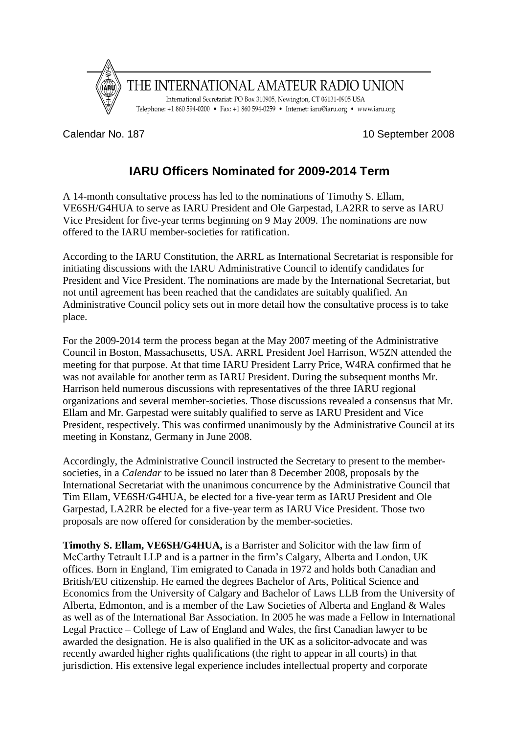THE INTERNATIONAL AMATEUR RADIO UNION

International Secretariat: PO Box 310905, Newington, CT 06131-0905 USA
Telephone: +1 860 594-0200 • Fax: +1 860 594-0259 • Internet: iaru@iaru.org • www.iaru.org

Calendar No. 187 10 September 2008

# IARU Officers Nominated for 2009-2014 Term

A 14-month consultative process has led to the nominations of Timothy S. Ellam, VE6SH/G4HUA to serve as IARU President and Ole Garpestad, LA2RR to serve as IARU Vice President for five-year terms beginning on 9 May 2009. The nominations are now offered to the IARU member-societies for ratification.

According to the IARU Constitution, the ARRL as International Secretariat is responsible for initiating discussions with the IARU Administrative Council to identify candidates for President and Vice President. The nominations are made by the International Secretariat, but not until agreement has been reached that the candidates are suitably qualified. An Administrative Council policy sets out in more detail how the consultative process is to take place.

For the 2009-2014 term the process began at the May 2007 meeting of the Administrative Council in Boston, Massachusetts, USA. ARRL President Joel Harrison, W5ZN attended the meeting for that purpose. At that time IARU President Larry Price, W4RA confirmed that he was not available for another term as IARU President. During the subsequent months Mr. Harrison held numerous discussions with representatives of the three IARU regional organizations and several member-societies. Those discussions revealed a consensus that Mr. Ellam and Mr. Garpestad were suitably qualified to serve as IARU President and Vice President, respectively. This was confirmed unanimously by the Administrative Council at its meeting in Konstanz, Germany in June 2008.

Accordingly, the Administrative Council instructed the Secretary to present to the member-societies, in a *Calendar* to be issued no later than 8 December 2008, proposals by the International Secretariat with the unanimous concurrence by the Administrative Council that Tim Ellam, VE6SH/G4HUA, be elected for a five-year term as IARU President and Ole Garpestad, LA2RR be elected for a five-year term as IARU Vice President. Those two proposals are now offered for consideration by the member-societies.

**Timothy S. Ellam, VE6SH/G4HUA,** is a Barrister and Solicitor with the law firm of McCarthy Tetrault LLP and is a partner in the firm's Calgary, Alberta and London, UK offices. Born in England, Tim emigrated to Canada in 1972 and holds both Canadian and British/EU citizenship. He earned the degrees Bachelor of Arts, Political Science and Economics from the University of Calgary and Bachelor of Laws LLB from the University of Alberta, Edmonton, and is a member of the Law Societies of Alberta and England & Wales as well as of the International Bar Association. In 2005 he was made a Fellow in International Legal Practice – College of Law of England and Wales, the first Canadian lawyer to be awarded the designation. He is also qualified in the UK as a solicitor-advocate and was recently awarded higher rights qualifications (the right to appear in all courts) in that jurisdiction. His extensive legal experience includes intellectual property and corporate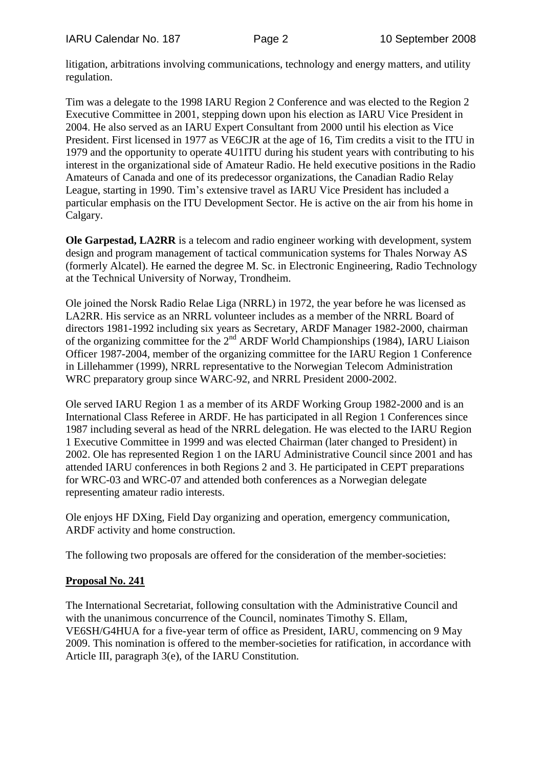litigation, arbitrations involving communications, technology and energy matters, and utility regulation.

Tim was a delegate to the 1998 IARU Region 2 Conference and was elected to the Region 2 Executive Committee in 2001, stepping down upon his election as IARU Vice President in 2004. He also served as an IARU Expert Consultant from 2000 until his election as Vice President. First licensed in 1977 as VE6CJR at the age of 16, Tim credits a visit to the ITU in 1979 and the opportunity to operate 4U1ITU during his student years with contributing to his interest in the organizational side of Amateur Radio. He held executive positions in the Radio Amateurs of Canada and one of its predecessor organizations, the Canadian Radio Relay League, starting in 1990. Tim's extensive travel as IARU Vice President has included a particular emphasis on the ITU Development Sector. He is active on the air from his home in Calgary.

**Ole Garpestad, LA2RR** is a telecom and radio engineer working with development, system design and program management of tactical communication systems for Thales Norway AS (formerly Alcatel). He earned the degree M. Sc. in Electronic Engineering, Radio Technology at the Technical University of Norway, Trondheim.

Ole joined the Norsk Radio Relae Liga (NRRL) in 1972, the year before he was licensed as LA2RR. His service as an NRRL volunteer includes as a member of the NRRL Board of directors 1981-1992 including six years as Secretary, ARDF Manager 1982-2000, chairman of the organizing committee for the 2nd ARDF World Championships (1984), IARU Liaison Officer 1987-2004, member of the organizing committee for the IARU Region 1 Conference in Lillehammer (1999), NRRL representative to the Norwegian Telecom Administration WRC preparatory group since WARC-92, and NRRL President 2000-2002.

Ole served IARU Region 1 as a member of its ARDF Working Group 1982-2000 and is an International Class Referee in ARDF. He has participated in all Region 1 Conferences since 1987 including several as head of the NRRL delegation. He was elected to the IARU Region 1 Executive Committee in 1999 and was elected Chairman (later changed to President) in 2002. Ole has represented Region 1 on the IARU Administrative Council since 2001 and has attended IARU conferences in both Regions 2 and 3. He participated in CEPT preparations for WRC-03 and WRC-07 and attended both conferences as a Norwegian delegate representing amateur radio interests.

Ole enjoys HF DXing, Field Day organizing and operation, emergency communication, ARDF activity and home construction.

The following two proposals are offered for the consideration of the member-societies:

**Proposal No. 241**

The International Secretariat, following consultation with the Administrative Council and with the unanimous concurrence of the Council, nominates Timothy S. Ellam, VE6SH/G4HUA for a five-year term of office as President, IARU, commencing on 9 May 2009. This nomination is offered to the member-societies for ratification, in accordance with Article III, paragraph 3(e), of the IARU Constitution.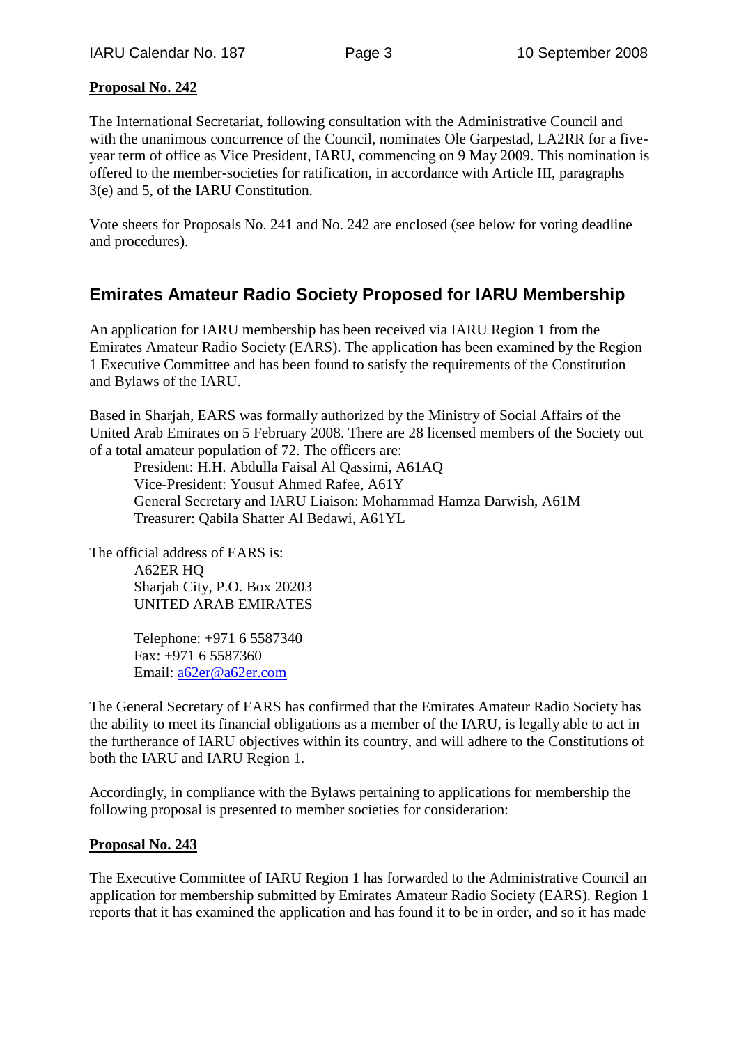**Proposal No. 242**

The International Secretariat, following consultation with the Administrative Council and with the unanimous concurrence of the Council, nominates Ole Garpestad, LA2RR for a five-year term of office as Vice President, IARU, commencing on 9 May 2009. This nomination is offered to the member-societies for ratification, in accordance with Article III, paragraphs 3(e) and 5, of the IARU Constitution.

Vote sheets for Proposals No. 241 and No. 242 are enclosed (see below for voting deadline and procedures).

## Emirates Amateur Radio Society Proposed for IARU Membership

An application for IARU membership has been received via IARU Region 1 from the Emirates Amateur Radio Society (EARS). The application has been examined by the Region 1 Executive Committee and has been found to satisfy the requirements of the Constitution and Bylaws of the IARU.

Based in Sharjah, EARS was formally authorized by the Ministry of Social Affairs of the United Arab Emirates on 5 February 2008. There are 28 licensed members of the Society out of a total amateur population of 72. The officers are:

President: H.H. Abdulla Faisal Al Qassimi, A61AQ
Vice-President: Yousuf Ahmed Rafee, A61Y
General Secretary and IARU Liaison: Mohammad Hamza Darwish, A61M
Treasurer: Qabila Shatter Al Bedawi, A61YL

The official address of EARS is:

A62ER HQ
Sharjah City, P.O. Box 20203
UNITED ARAB EMIRATES

Telephone: +971 6 5587340
Fax: +971 6 5587360
Email: a62er@a62er.com

The General Secretary of EARS has confirmed that the Emirates Amateur Radio Society has the ability to meet its financial obligations as a member of the IARU, is legally able to act in the furtherance of IARU objectives within its country, and will adhere to the Constitutions of both the IARU and IARU Region 1.

Accordingly, in compliance with the Bylaws pertaining to applications for membership the following proposal is presented to member societies for consideration:

**Proposal No. 243**

The Executive Committee of IARU Region 1 has forwarded to the Administrative Council an application for membership submitted by Emirates Amateur Radio Society (EARS). Region 1 reports that it has examined the application and has found it to be in order, and so it has made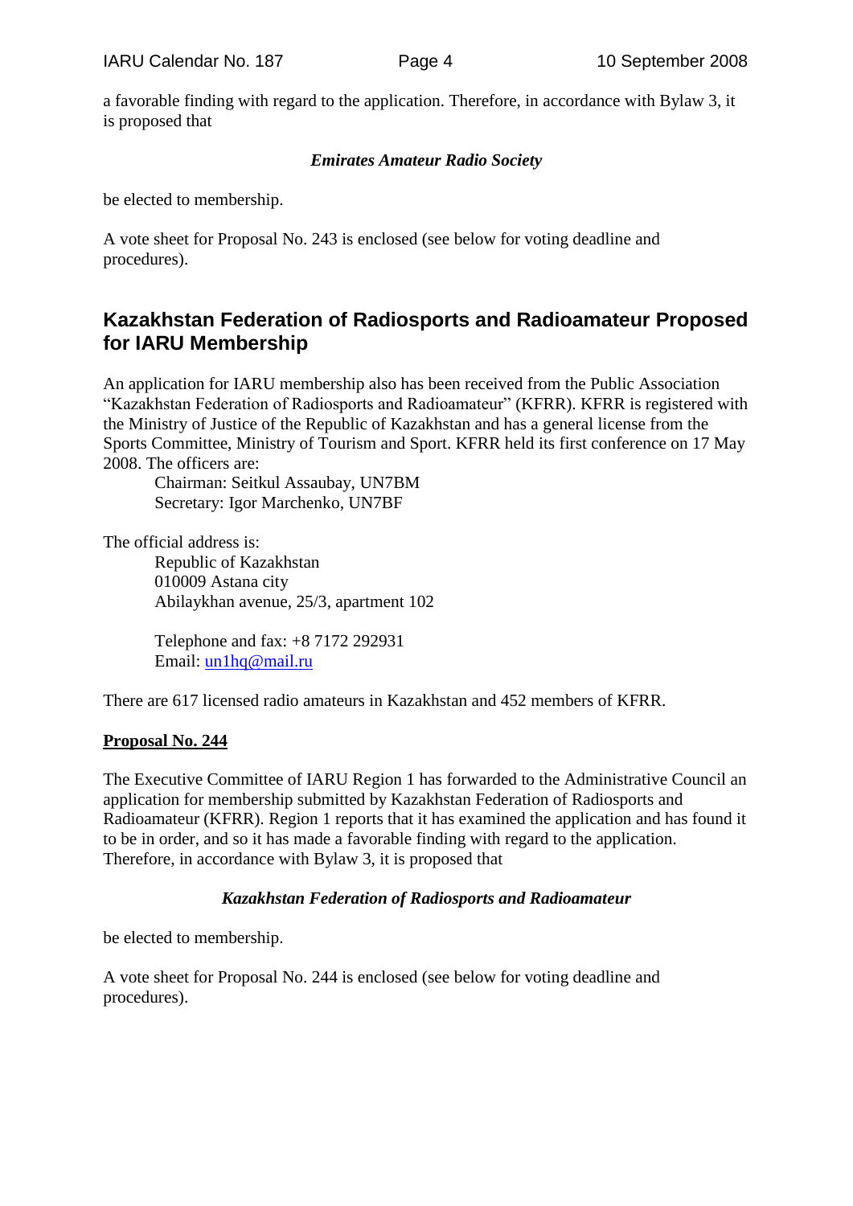a favorable finding with regard to the application. Therefore, in accordance with Bylaw 3, it is proposed that

***Emirates Amateur Radio Society***

be elected to membership.

A vote sheet for Proposal No. 243 is enclosed (see below for voting deadline and procedures).

## Kazakhstan Federation of Radiosports and Radioamateur Proposed for IARU Membership

An application for IARU membership also has been received from the Public Association "Kazakhstan Federation of Radiosports and Radioamateur" (KFRR). KFRR is registered with the Ministry of Justice of the Republic of Kazakhstan and has a general license from the Sports Committee, Ministry of Tourism and Sport. KFRR held its first conference on 17 May 2008. The officers are:

Chairman: Seitkul Assaubay, UN7BM
Secretary: Igor Marchenko, UN7BF

The official address is:

Republic of Kazakhstan
010009 Astana city
Abilaykhan avenue, 25/3, apartment 102

Telephone and fax: +8 7172 292931
Email: un1hq@mail.ru

There are 617 licensed radio amateurs in Kazakhstan and 452 members of KFRR.

**Proposal No. 244**

The Executive Committee of IARU Region 1 has forwarded to the Administrative Council an application for membership submitted by Kazakhstan Federation of Radiosports and Radioamateur (KFRR). Region 1 reports that it has examined the application and has found it to be in order, and so it has made a favorable finding with regard to the application. Therefore, in accordance with Bylaw 3, it is proposed that

***Kazakhstan Federation of Radiosports and Radioamateur***

be elected to membership.

A vote sheet for Proposal No. 244 is enclosed (see below for voting deadline and procedures).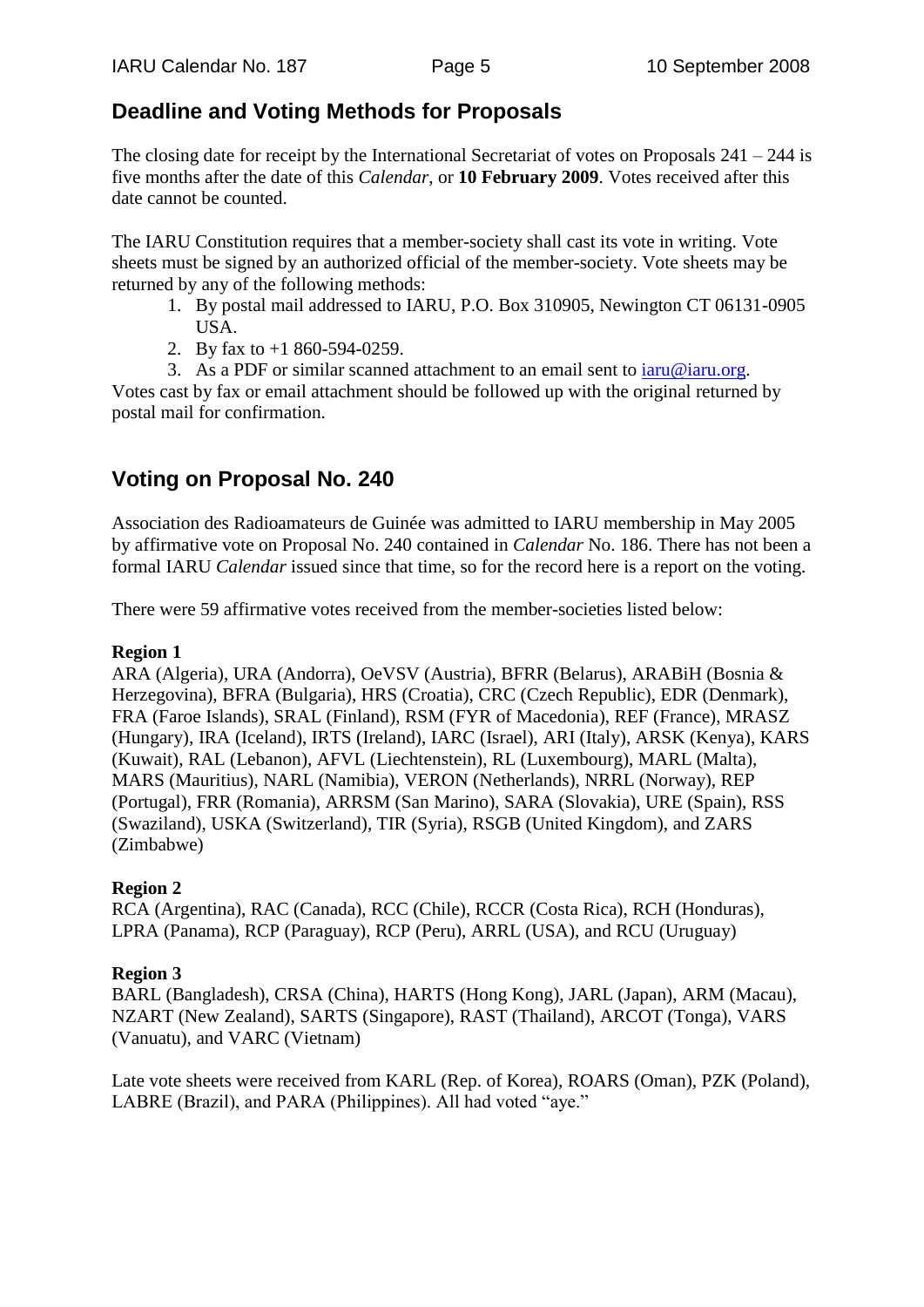## Deadline and Voting Methods for Proposals

The closing date for receipt by the International Secretariat of votes on Proposals 241 – 244 is five months after the date of this *Calendar*, or **10 February 2009**. Votes received after this date cannot be counted.

The IARU Constitution requires that a member-society shall cast its vote in writing. Vote sheets must be signed by an authorized official of the member-society. Vote sheets may be returned by any of the following methods:

1. By postal mail addressed to IARU, P.O. Box 310905, Newington CT 06131-0905 USA.
2. By fax to +1 860-594-0259.
3. As a PDF or similar scanned attachment to an email sent to iaru@iaru.org.

Votes cast by fax or email attachment should be followed up with the original returned by postal mail for confirmation.

## Voting on Proposal No. 240

Association des Radioamateurs de Guinée was admitted to IARU membership in May 2005 by affirmative vote on Proposal No. 240 contained in *Calendar* No. 186. There has not been a formal IARU *Calendar* issued since that time, so for the record here is a report on the voting.

There were 59 affirmative votes received from the member-societies listed below:

**Region 1**
ARA (Algeria), URA (Andorra), OeVSV (Austria), BFRR (Belarus), ARABiH (Bosnia & Herzegovina), BFRA (Bulgaria), HRS (Croatia), CRC (Czech Republic), EDR (Denmark), FRA (Faroe Islands), SRAL (Finland), RSM (FYR of Macedonia), REF (France), MRASZ (Hungary), IRA (Iceland), IRTS (Ireland), IARC (Israel), ARI (Italy), ARSK (Kenya), KARS (Kuwait), RAL (Lebanon), AFVL (Liechtenstein), RL (Luxembourg), MARL (Malta), MARS (Mauritius), NARL (Namibia), VERON (Netherlands), NRRL (Norway), REP (Portugal), FRR (Romania), ARRSM (San Marino), SARA (Slovakia), URE (Spain), RSS (Swaziland), USKA (Switzerland), TIR (Syria), RSGB (United Kingdom), and ZARS (Zimbabwe)

**Region 2**
RCA (Argentina), RAC (Canada), RCC (Chile), RCCR (Costa Rica), RCH (Honduras), LPRA (Panama), RCP (Paraguay), RCP (Peru), ARRL (USA), and RCU (Uruguay)

**Region 3**
BARL (Bangladesh), CRSA (China), HARTS (Hong Kong), JARL (Japan), ARM (Macau), NZART (New Zealand), SARTS (Singapore), RAST (Thailand), ARCOT (Tonga), VARS (Vanuatu), and VARC (Vietnam)

Late vote sheets were received from KARL (Rep. of Korea), ROARS (Oman), PZK (Poland), LABRE (Brazil), and PARA (Philippines). All had voted "aye."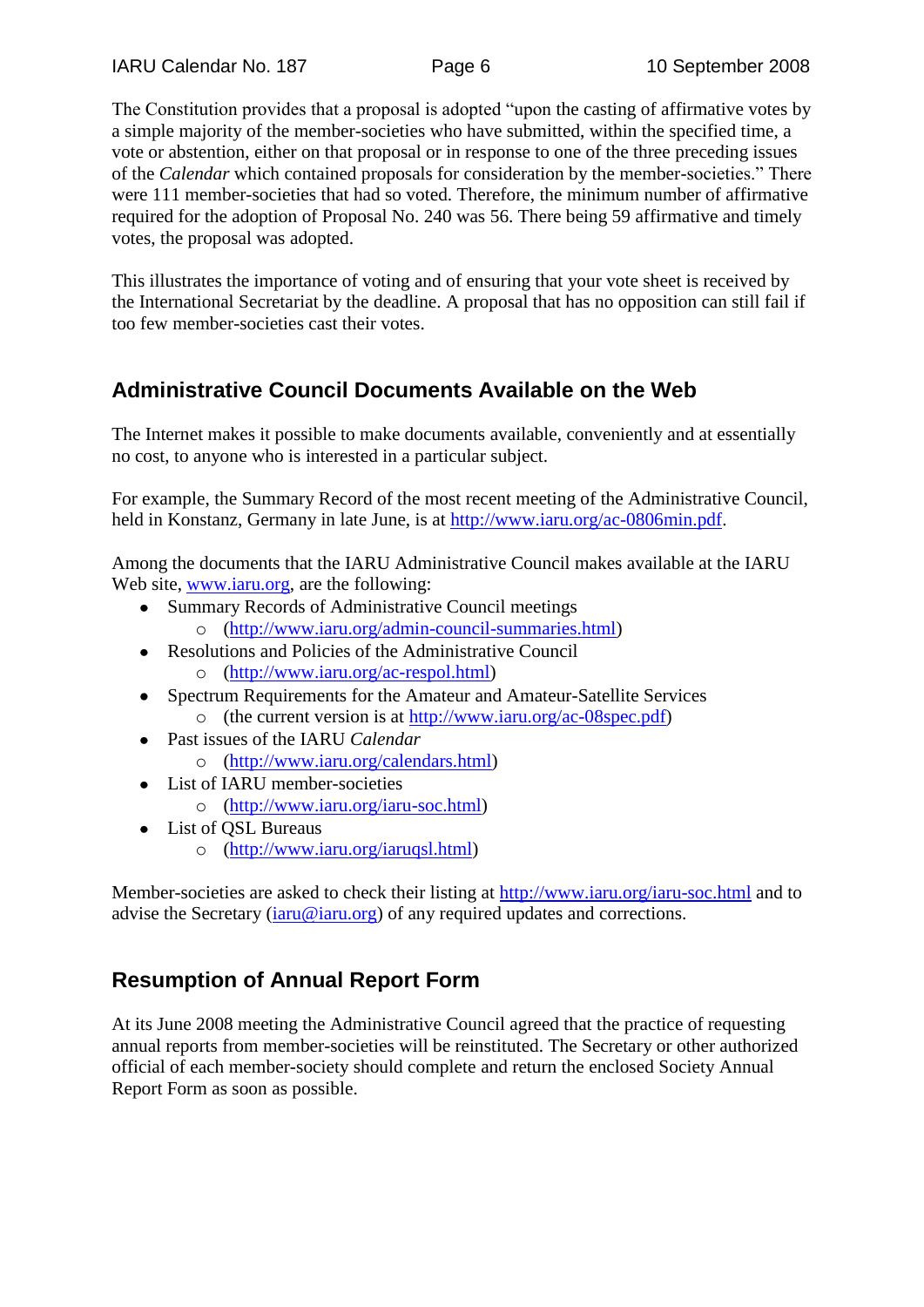The Constitution provides that a proposal is adopted "upon the casting of affirmative votes by a simple majority of the member-societies who have submitted, within the specified time, a vote or abstention, either on that proposal or in response to one of the three preceding issues of the *Calendar* which contained proposals for consideration by the member-societies." There were 111 member-societies that had so voted. Therefore, the minimum number of affirmative required for the adoption of Proposal No. 240 was 56. There being 59 affirmative and timely votes, the proposal was adopted.

This illustrates the importance of voting and of ensuring that your vote sheet is received by the International Secretariat by the deadline. A proposal that has no opposition can still fail if too few member-societies cast their votes.

## Administrative Council Documents Available on the Web

The Internet makes it possible to make documents available, conveniently and at essentially no cost, to anyone who is interested in a particular subject.

For example, the Summary Record of the most recent meeting of the Administrative Council, held in Konstanz, Germany in late June, is at http://www.iaru.org/ac-0806min.pdf.

Among the documents that the IARU Administrative Council makes available at the IARU Web site, www.iaru.org, are the following:

- Summary Records of Administrative Council meetings
  - (http://www.iaru.org/admin-council-summaries.html)
- Resolutions and Policies of the Administrative Council
  - (http://www.iaru.org/ac-respol.html)
- Spectrum Requirements for the Amateur and Amateur-Satellite Services
  - (the current version is at http://www.iaru.org/ac-08spec.pdf)
- Past issues of the IARU *Calendar*
  - (http://www.iaru.org/calendars.html)
- List of IARU member-societies
  - (http://www.iaru.org/iaru-soc.html)
- List of QSL Bureaus
  - (http://www.iaru.org/iaruqsl.html)

Member-societies are asked to check their listing at http://www.iaru.org/iaru-soc.html and to advise the Secretary (iaru@iaru.org) of any required updates and corrections.

## Resumption of Annual Report Form

At its June 2008 meeting the Administrative Council agreed that the practice of requesting annual reports from member-societies will be reinstituted. The Secretary or other authorized official of each member-society should complete and return the enclosed Society Annual Report Form as soon as possible.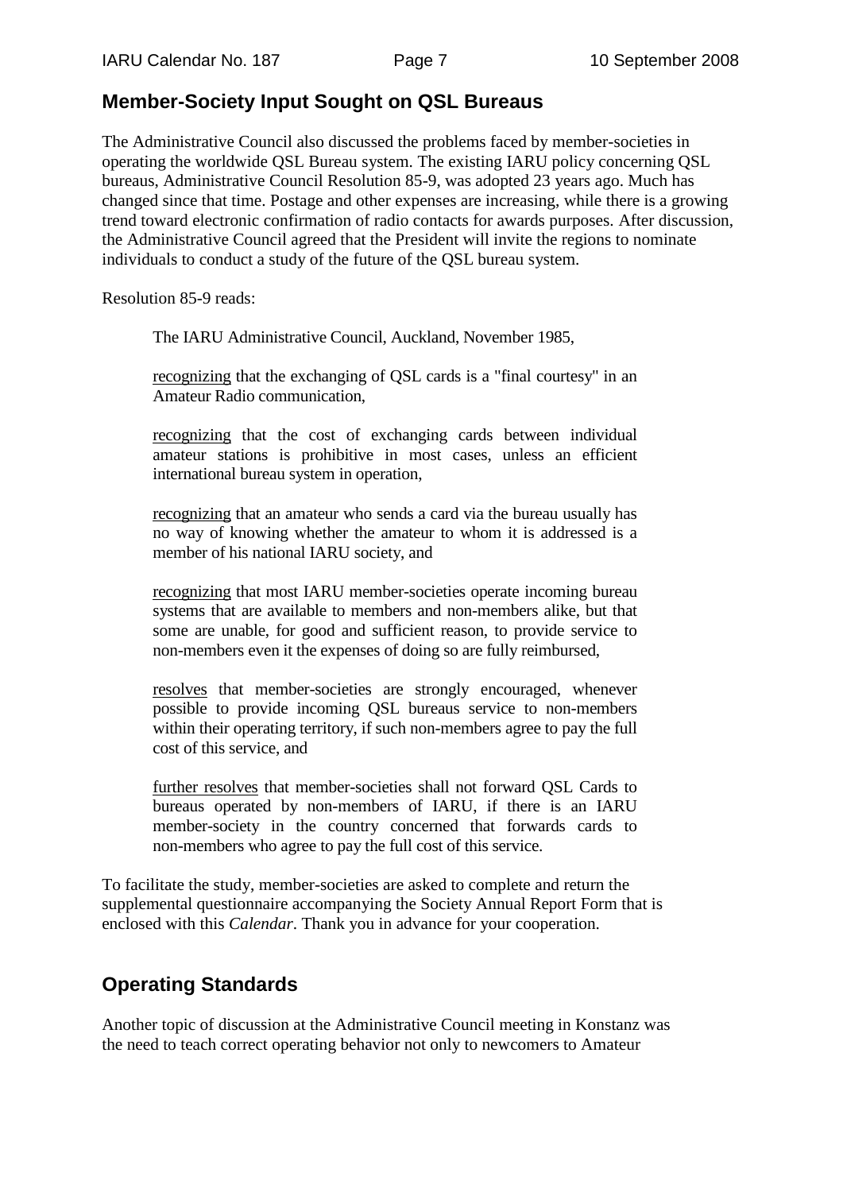## Member-Society Input Sought on QSL Bureaus

The Administrative Council also discussed the problems faced by member-societies in operating the worldwide QSL Bureau system. The existing IARU policy concerning QSL bureaus, Administrative Council Resolution 85-9, was adopted 23 years ago. Much has changed since that time. Postage and other expenses are increasing, while there is a growing trend toward electronic confirmation of radio contacts for awards purposes. After discussion, the Administrative Council agreed that the President will invite the regions to nominate individuals to conduct a study of the future of the QSL bureau system.

Resolution 85-9 reads:

> The IARU Administrative Council, Auckland, November 1985,
>
> recognizing that the exchanging of QSL cards is a "final courtesy" in an Amateur Radio communication,
>
> recognizing that the cost of exchanging cards between individual amateur stations is prohibitive in most cases, unless an efficient international bureau system in operation,
>
> recognizing that an amateur who sends a card via the bureau usually has no way of knowing whether the amateur to whom it is addressed is a member of his national IARU society, and
>
> recognizing that most IARU member-societies operate incoming bureau systems that are available to members and non-members alike, but that some are unable, for good and sufficient reason, to provide service to non-members even it the expenses of doing so are fully reimbursed,
>
> resolves that member-societies are strongly encouraged, whenever possible to provide incoming QSL bureaus service to non-members within their operating territory, if such non-members agree to pay the full cost of this service, and
>
> further resolves that member-societies shall not forward QSL Cards to bureaus operated by non-members of IARU, if there is an IARU member-society in the country concerned that forwards cards to non-members who agree to pay the full cost of this service.

To facilitate the study, member-societies are asked to complete and return the supplemental questionnaire accompanying the Society Annual Report Form that is enclosed with this *Calendar*. Thank you in advance for your cooperation.

## Operating Standards

Another topic of discussion at the Administrative Council meeting in Konstanz was the need to teach correct operating behavior not only to newcomers to Amateur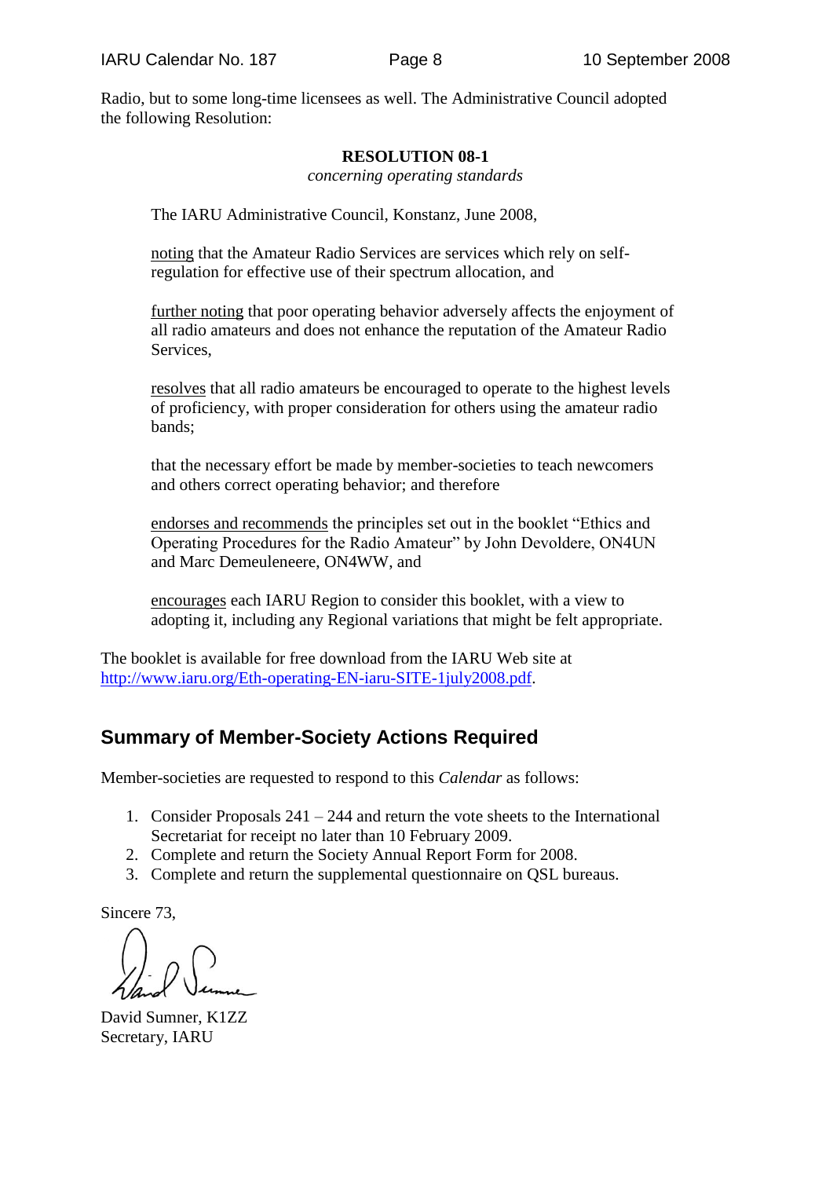Radio, but to some long-time licensees as well. The Administrative Council adopted the following Resolution:

**RESOLUTION 08-1**

*concerning operating standards*

The IARU Administrative Council, Konstanz, June 2008,

noting that the Amateur Radio Services are services which rely on self-regulation for effective use of their spectrum allocation, and

further noting that poor operating behavior adversely affects the enjoyment of all radio amateurs and does not enhance the reputation of the Amateur Radio Services,

resolves that all radio amateurs be encouraged to operate to the highest levels of proficiency, with proper consideration for others using the amateur radio bands;

that the necessary effort be made by member-societies to teach newcomers and others correct operating behavior; and therefore

endorses and recommends the principles set out in the booklet "Ethics and Operating Procedures for the Radio Amateur" by John Devoldere, ON4UN and Marc Demeuleneere, ON4WW, and

encourages each IARU Region to consider this booklet, with a view to adopting it, including any Regional variations that might be felt appropriate.

The booklet is available for free download from the IARU Web site at http://www.iaru.org/Eth-operating-EN-iaru-SITE-1july2008.pdf.

## Summary of Member-Society Actions Required

Member-societies are requested to respond to this *Calendar* as follows:

1. Consider Proposals 241 – 244 and return the vote sheets to the International Secretariat for receipt no later than 10 February 2009.
2. Complete and return the Society Annual Report Form for 2008.
3. Complete and return the supplemental questionnaire on QSL bureaus.

Sincere 73,

David Sumner, K1ZZ  
Secretary, IARU